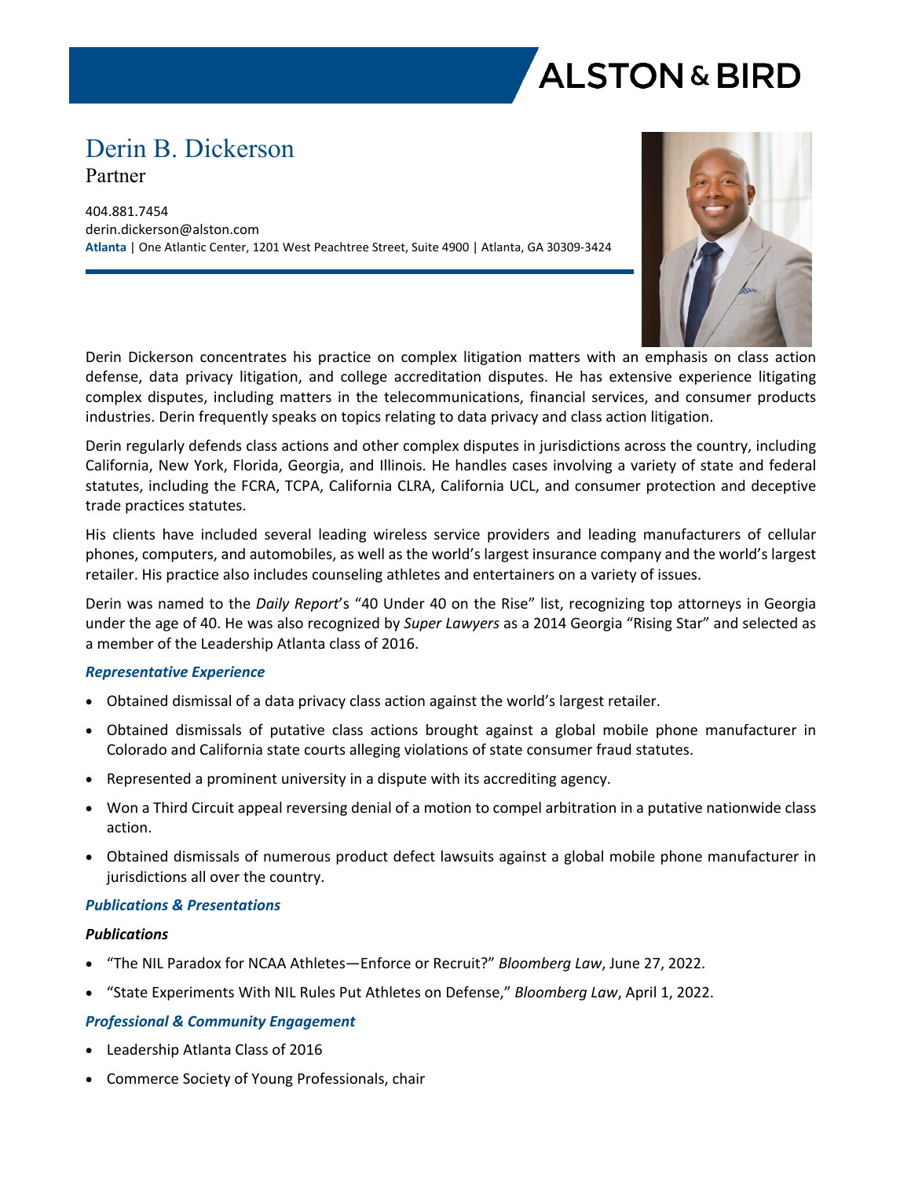ALSTON & BIRD

# Derin B. Dickerson

Partner

404.881.7454
derin.dickerson@alston.com
**Atlanta** | One Atlantic Center, 1201 West Peachtree Street, Suite 4900 | Atlanta, GA 30309-3424

Derin Dickerson concentrates his practice on complex litigation matters with an emphasis on class action defense, data privacy litigation, and college accreditation disputes. He has extensive experience litigating complex disputes, including matters in the telecommunications, financial services, and consumer products industries. Derin frequently speaks on topics relating to data privacy and class action litigation.

Derin regularly defends class actions and other complex disputes in jurisdictions across the country, including California, New York, Florida, Georgia, and Illinois. He handles cases involving a variety of state and federal statutes, including the FCRA, TCPA, California CLRA, California UCL, and consumer protection and deceptive trade practices statutes.

His clients have included several leading wireless service providers and leading manufacturers of cellular phones, computers, and automobiles, as well as the world's largest insurance company and the world's largest retailer. His practice also includes counseling athletes and entertainers on a variety of issues.

Derin was named to the *Daily Report*'s "40 Under 40 on the Rise" list, recognizing top attorneys in Georgia under the age of 40. He was also recognized by *Super Lawyers* as a 2014 Georgia "Rising Star" and selected as a member of the Leadership Atlanta class of 2016.

## *Representative Experience*

- Obtained dismissal of a data privacy class action against the world's largest retailer.
- Obtained dismissals of putative class actions brought against a global mobile phone manufacturer in Colorado and California state courts alleging violations of state consumer fraud statutes.
- Represented a prominent university in a dispute with its accrediting agency.
- Won a Third Circuit appeal reversing denial of a motion to compel arbitration in a putative nationwide class action.
- Obtained dismissals of numerous product defect lawsuits against a global mobile phone manufacturer in jurisdictions all over the country.

## *Publications & Presentations*

### *Publications*

- "The NIL Paradox for NCAA Athletes—Enforce or Recruit?" *Bloomberg Law*, June 27, 2022.
- "State Experiments With NIL Rules Put Athletes on Defense," *Bloomberg Law*, April 1, 2022.

## *Professional & Community Engagement*

- Leadership Atlanta Class of 2016
- Commerce Society of Young Professionals, chair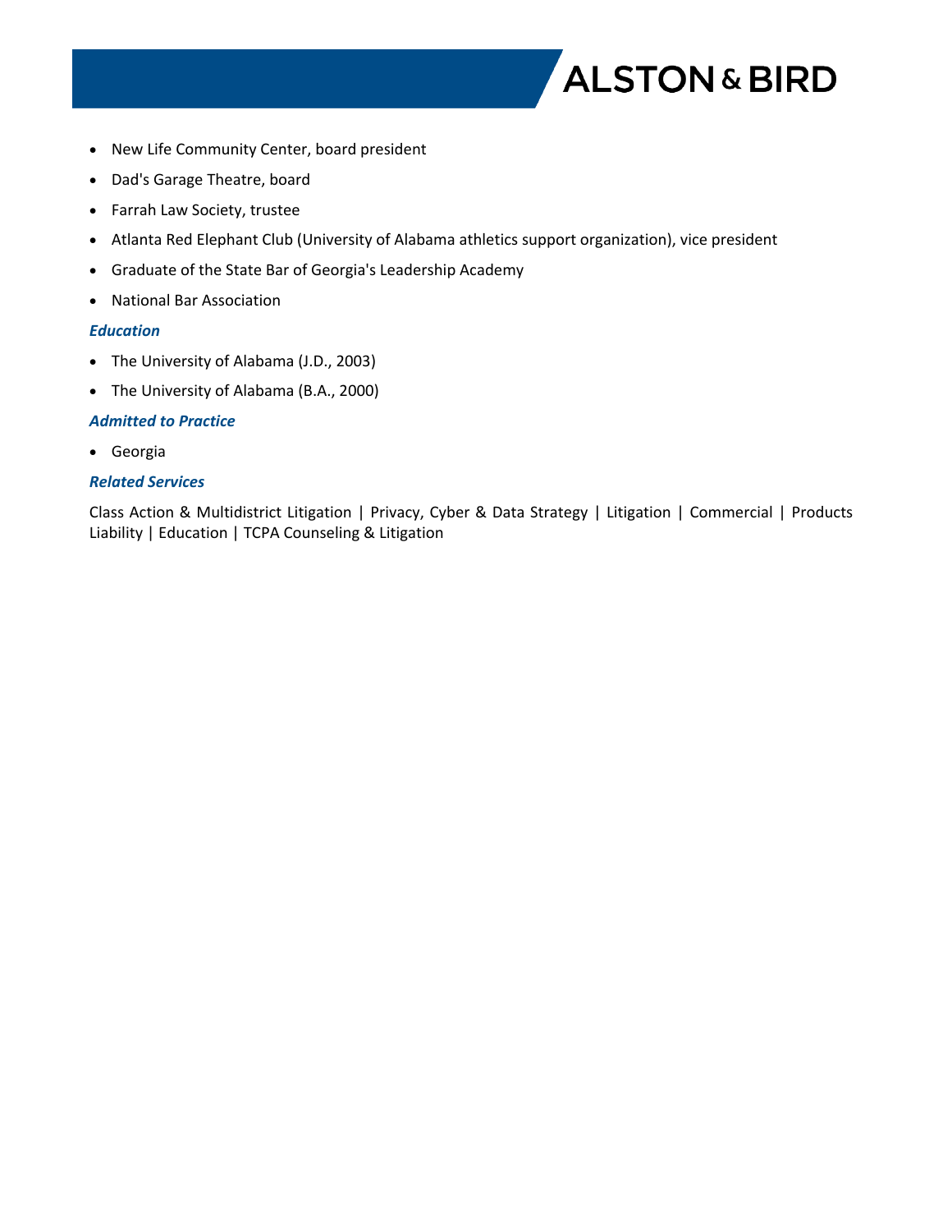- New Life Community Center, board president
- Dad's Garage Theatre, board
- Farrah Law Society, trustee
- Atlanta Red Elephant Club (University of Alabama athletics support organization), vice president
- Graduate of the State Bar of Georgia's Leadership Academy
- National Bar Association

### *Education*

- The University of Alabama (J.D., 2003)
- The University of Alabama (B.A., 2000)

### *Admitted to Practice*

- Georgia

### *Related Services*

Class Action & Multidistrict Litigation | Privacy, Cyber & Data Strategy | Litigation | Commercial | Products Liability | Education | TCPA Counseling & Litigation